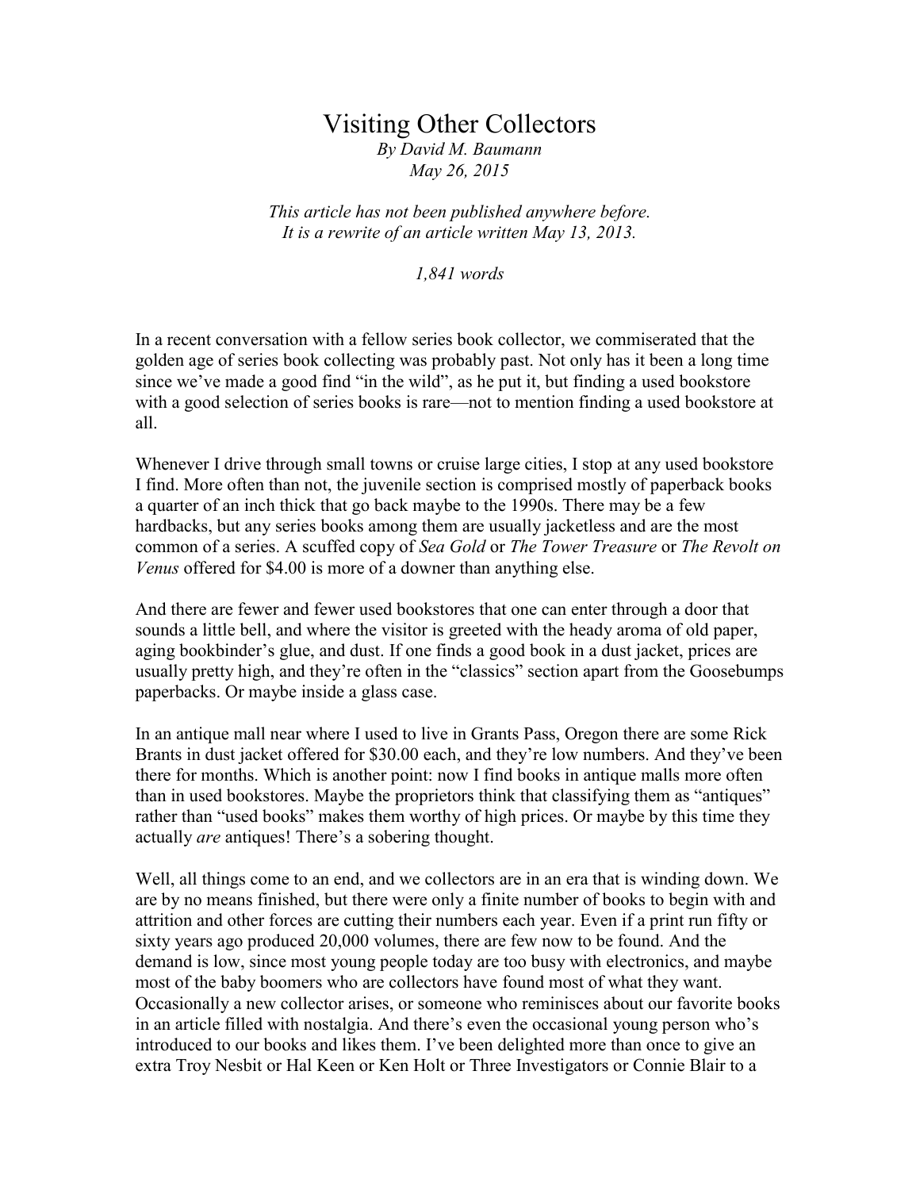# Visiting Other Collectors

*By David M. Baumann*
*May 26, 2015*

*This article has not been published anywhere before.*
*It is a rewrite of an article written May 13, 2013.*

*1,841 words*

In a recent conversation with a fellow series book collector, we commiserated that the golden age of series book collecting was probably past. Not only has it been a long time since we've made a good find "in the wild", as he put it, but finding a used bookstore with a good selection of series books is rare—not to mention finding a used bookstore at all.

Whenever I drive through small towns or cruise large cities, I stop at any used bookstore I find. More often than not, the juvenile section is comprised mostly of paperback books a quarter of an inch thick that go back maybe to the 1990s. There may be a few hardbacks, but any series books among them are usually jacketless and are the most common of a series. A scuffed copy of *Sea Gold* or *The Tower Treasure* or *The Revolt on Venus* offered for $4.00 is more of a downer than anything else.

And there are fewer and fewer used bookstores that one can enter through a door that sounds a little bell, and where the visitor is greeted with the heady aroma of old paper, aging bookbinder's glue, and dust. If one finds a good book in a dust jacket, prices are usually pretty high, and they're often in the "classics" section apart from the Goosebumps paperbacks. Or maybe inside a glass case.

In an antique mall near where I used to live in Grants Pass, Oregon there are some Rick Brants in dust jacket offered for $30.00 each, and they're low numbers. And they've been there for months. Which is another point: now I find books in antique malls more often than in used bookstores. Maybe the proprietors think that classifying them as "antiques" rather than "used books" makes them worthy of high prices. Or maybe by this time they actually *are* antiques! There's a sobering thought.

Well, all things come to an end, and we collectors are in an era that is winding down. We are by no means finished, but there were only a finite number of books to begin with and attrition and other forces are cutting their numbers each year. Even if a print run fifty or sixty years ago produced 20,000 volumes, there are few now to be found. And the demand is low, since most young people today are too busy with electronics, and maybe most of the baby boomers who are collectors have found most of what they want. Occasionally a new collector arises, or someone who reminisces about our favorite books in an article filled with nostalgia. And there's even the occasional young person who's introduced to our books and likes them. I've been delighted more than once to give an extra Troy Nesbit or Hal Keen or Ken Holt or Three Investigators or Connie Blair to a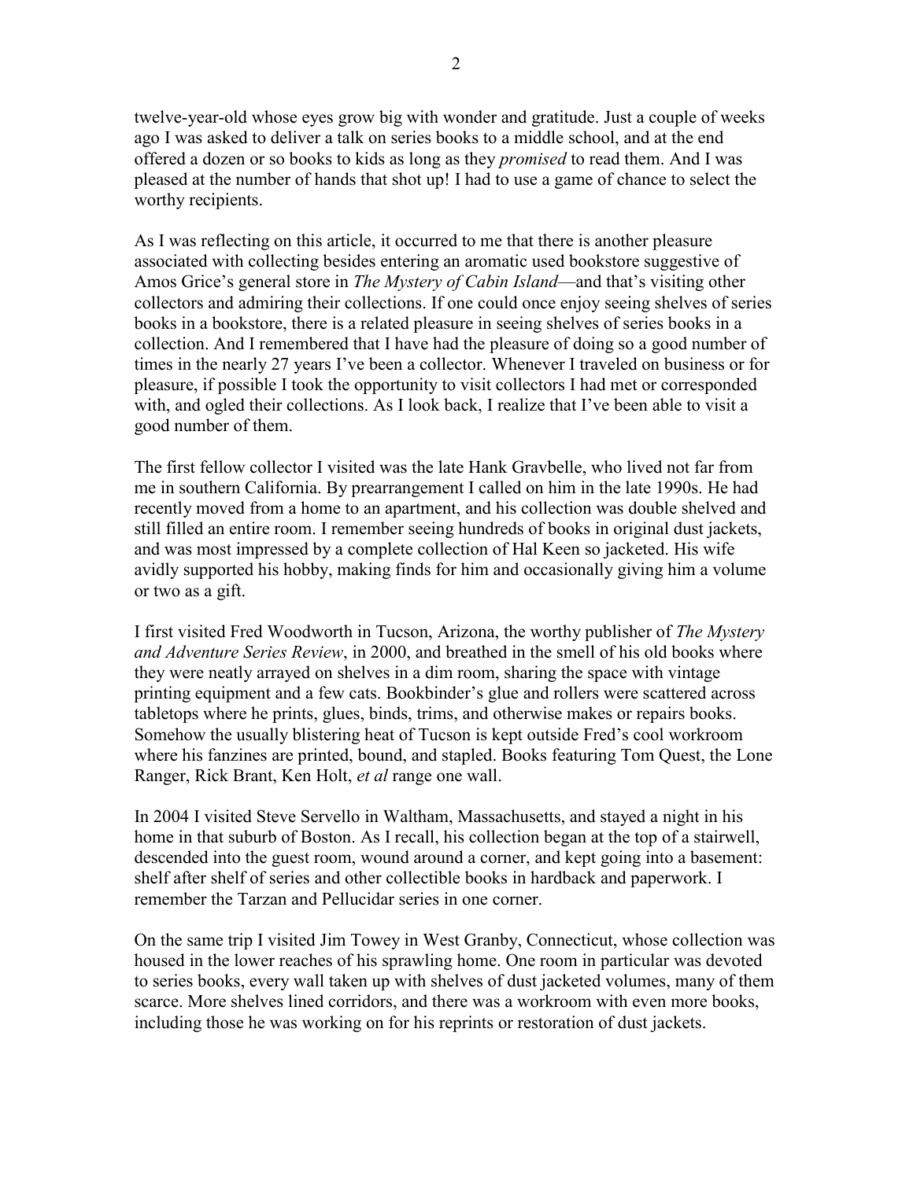twelve-year-old whose eyes grow big with wonder and gratitude. Just a couple of weeks ago I was asked to deliver a talk on series books to a middle school, and at the end offered a dozen or so books to kids as long as they *promised* to read them. And I was pleased at the number of hands that shot up! I had to use a game of chance to select the worthy recipients.

As I was reflecting on this article, it occurred to me that there is another pleasure associated with collecting besides entering an aromatic used bookstore suggestive of Amos Grice's general store in *The Mystery of Cabin Island*—and that's visiting other collectors and admiring their collections. If one could once enjoy seeing shelves of series books in a bookstore, there is a related pleasure in seeing shelves of series books in a collection. And I remembered that I have had the pleasure of doing so a good number of times in the nearly 27 years I've been a collector. Whenever I traveled on business or for pleasure, if possible I took the opportunity to visit collectors I had met or corresponded with, and ogled their collections. As I look back, I realize that I've been able to visit a good number of them.

The first fellow collector I visited was the late Hank Gravbelle, who lived not far from me in southern California. By prearrangement I called on him in the late 1990s. He had recently moved from a home to an apartment, and his collection was double shelved and still filled an entire room. I remember seeing hundreds of books in original dust jackets, and was most impressed by a complete collection of Hal Keen so jacketed. His wife avidly supported his hobby, making finds for him and occasionally giving him a volume or two as a gift.

I first visited Fred Woodworth in Tucson, Arizona, the worthy publisher of *The Mystery and Adventure Series Review*, in 2000, and breathed in the smell of his old books where they were neatly arrayed on shelves in a dim room, sharing the space with vintage printing equipment and a few cats. Bookbinder's glue and rollers were scattered across tabletops where he prints, glues, binds, trims, and otherwise makes or repairs books. Somehow the usually blistering heat of Tucson is kept outside Fred's cool workroom where his fanzines are printed, bound, and stapled. Books featuring Tom Quest, the Lone Ranger, Rick Brant, Ken Holt, *et al* range one wall.

In 2004 I visited Steve Servello in Waltham, Massachusetts, and stayed a night in his home in that suburb of Boston. As I recall, his collection began at the top of a stairwell, descended into the guest room, wound around a corner, and kept going into a basement: shelf after shelf of series and other collectible books in hardback and paperwork. I remember the Tarzan and Pellucidar series in one corner.

On the same trip I visited Jim Towey in West Granby, Connecticut, whose collection was housed in the lower reaches of his sprawling home. One room in particular was devoted to series books, every wall taken up with shelves of dust jacketed volumes, many of them scarce. More shelves lined corridors, and there was a workroom with even more books, including those he was working on for his reprints or restoration of dust jackets.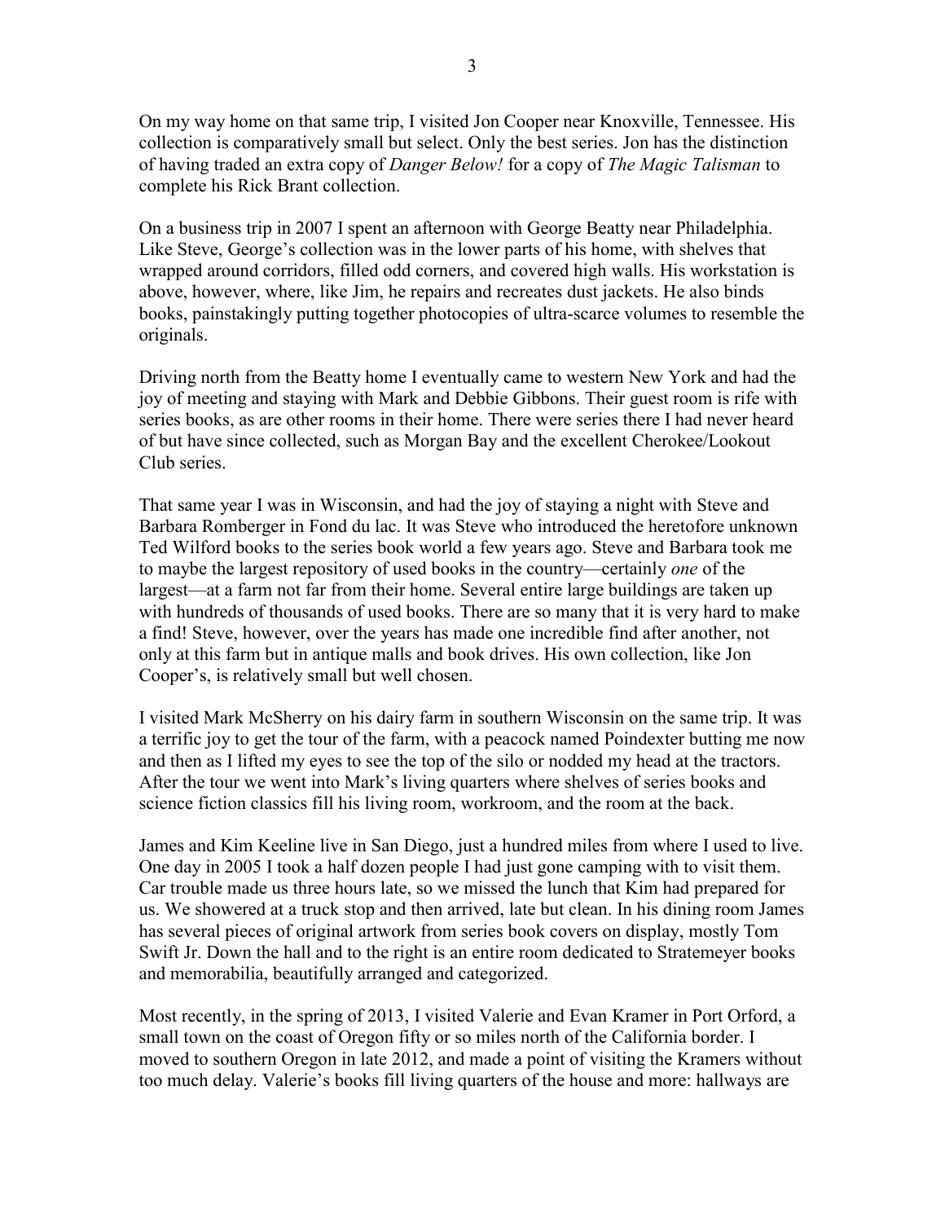On my way home on that same trip, I visited Jon Cooper near Knoxville, Tennessee. His collection is comparatively small but select. Only the best series. Jon has the distinction of having traded an extra copy of *Danger Below!* for a copy of *The Magic Talisman* to complete his Rick Brant collection.

On a business trip in 2007 I spent an afternoon with George Beatty near Philadelphia. Like Steve, George's collection was in the lower parts of his home, with shelves that wrapped around corridors, filled odd corners, and covered high walls. His workstation is above, however, where, like Jim, he repairs and recreates dust jackets. He also binds books, painstakingly putting together photocopies of ultra-scarce volumes to resemble the originals.

Driving north from the Beatty home I eventually came to western New York and had the joy of meeting and staying with Mark and Debbie Gibbons. Their guest room is rife with series books, as are other rooms in their home. There were series there I had never heard of but have since collected, such as Morgan Bay and the excellent Cherokee/Lookout Club series.

That same year I was in Wisconsin, and had the joy of staying a night with Steve and Barbara Romberger in Fond du lac. It was Steve who introduced the heretofore unknown Ted Wilford books to the series book world a few years ago. Steve and Barbara took me to maybe the largest repository of used books in the country—certainly *one* of the largest—at a farm not far from their home. Several entire large buildings are taken up with hundreds of thousands of used books. There are so many that it is very hard to make a find! Steve, however, over the years has made one incredible find after another, not only at this farm but in antique malls and book drives. His own collection, like Jon Cooper's, is relatively small but well chosen.

I visited Mark McSherry on his dairy farm in southern Wisconsin on the same trip. It was a terrific joy to get the tour of the farm, with a peacock named Poindexter butting me now and then as I lifted my eyes to see the top of the silo or nodded my head at the tractors. After the tour we went into Mark's living quarters where shelves of series books and science fiction classics fill his living room, workroom, and the room at the back.

James and Kim Keeline live in San Diego, just a hundred miles from where I used to live. One day in 2005 I took a half dozen people I had just gone camping with to visit them. Car trouble made us three hours late, so we missed the lunch that Kim had prepared for us. We showered at a truck stop and then arrived, late but clean. In his dining room James has several pieces of original artwork from series book covers on display, mostly Tom Swift Jr. Down the hall and to the right is an entire room dedicated to Stratemeyer books and memorabilia, beautifully arranged and categorized.

Most recently, in the spring of 2013, I visited Valerie and Evan Kramer in Port Orford, a small town on the coast of Oregon fifty or so miles north of the California border. I moved to southern Oregon in late 2012, and made a point of visiting the Kramers without too much delay. Valerie's books fill living quarters of the house and more: hallways are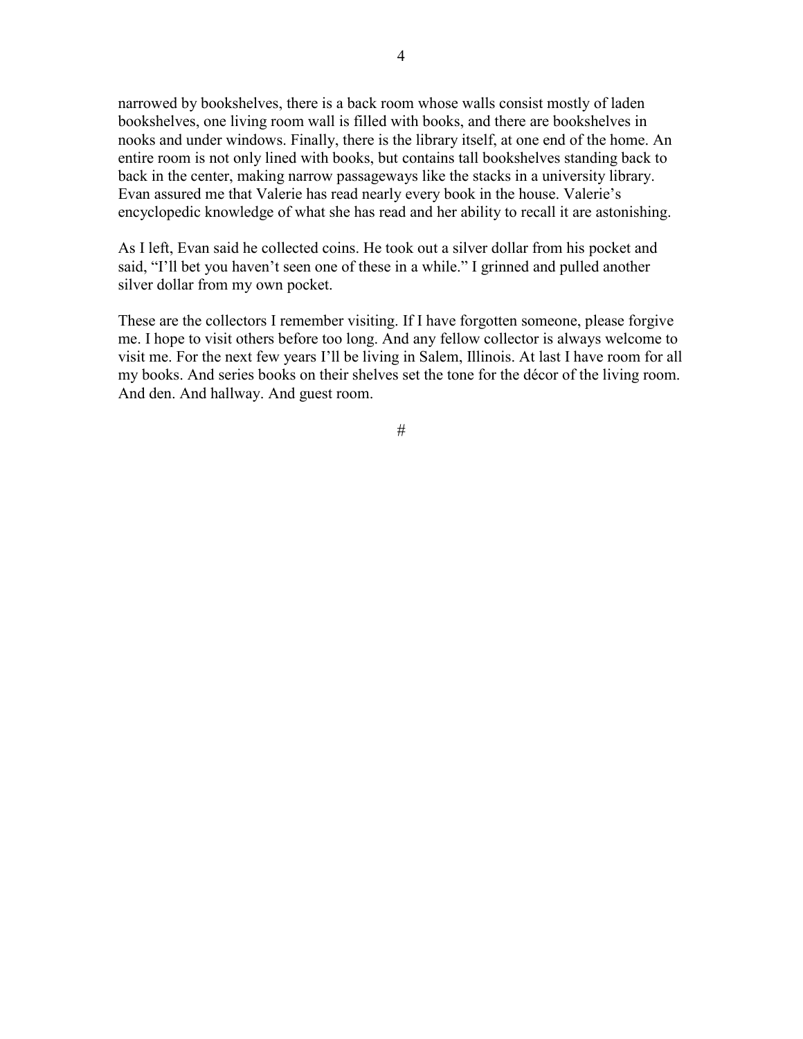narrowed by bookshelves, there is a back room whose walls consist mostly of laden bookshelves, one living room wall is filled with books, and there are bookshelves in nooks and under windows. Finally, there is the library itself, at one end of the home. An entire room is not only lined with books, but contains tall bookshelves standing back to back in the center, making narrow passageways like the stacks in a university library. Evan assured me that Valerie has read nearly every book in the house. Valerie's encyclopedic knowledge of what she has read and her ability to recall it are astonishing.

As I left, Evan said he collected coins. He took out a silver dollar from his pocket and said, "I'll bet you haven't seen one of these in a while." I grinned and pulled another silver dollar from my own pocket.

These are the collectors I remember visiting. If I have forgotten someone, please forgive me. I hope to visit others before too long. And any fellow collector is always welcome to visit me. For the next few years I'll be living in Salem, Illinois. At last I have room for all my books. And series books on their shelves set the tone for the décor of the living room. And den. And hallway. And guest room.

#